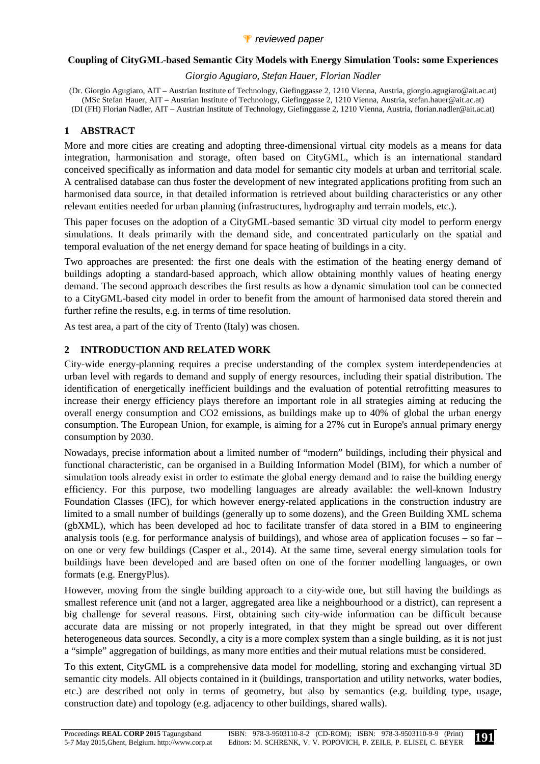🏆 *reviewed paper*

# Coupling of CityGML-based Semantic City Models with Energy Simulation Tools: some Experiences

*Giorgio Agugiaro, Stefan Hauer, Florian Nadler*

(Dr. Giorgio Agugiaro, AIT – Austrian Institute of Technology, Giefinggasse 2, 1210 Vienna, Austria, giorgio.agugiaro@ait.ac.at)
(MSc Stefan Hauer, AIT – Austrian Institute of Technology, Giefinggasse 2, 1210 Vienna, Austria, stefan.hauer@ait.ac.at)
(DI (FH) Florian Nadler, AIT – Austrian Institute of Technology, Giefinggasse 2, 1210 Vienna, Austria, florian.nadler@ait.ac.at)

## 1 ABSTRACT

More and more cities are creating and adopting three-dimensional virtual city models as a means for data integration, harmonisation and storage, often based on CityGML, which is an international standard conceived specifically as information and data model for semantic city models at urban and territorial scale. A centralised database can thus foster the development of new integrated applications profiting from such an harmonised data source, in that detailed information is retrieved about building characteristics or any other relevant entities needed for urban planning (infrastructures, hydrography and terrain models, etc.).

This paper focuses on the adoption of a CityGML-based semantic 3D virtual city model to perform energy simulations. It deals primarily with the demand side, and concentrated particularly on the spatial and temporal evaluation of the net energy demand for space heating of buildings in a city.

Two approaches are presented: the first one deals with the estimation of the heating energy demand of buildings adopting a standard-based approach, which allow obtaining monthly values of heating energy demand. The second approach describes the first results as how a dynamic simulation tool can be connected to a CityGML-based city model in order to benefit from the amount of harmonised data stored therein and further refine the results, e.g. in terms of time resolution.

As test area, a part of the city of Trento (Italy) was chosen.

## 2 INTRODUCTION AND RELATED WORK

City-wide energy-planning requires a precise understanding of the complex system interdependencies at urban level with regards to demand and supply of energy resources, including their spatial distribution. The identification of energetically inefficient buildings and the evaluation of potential retrofitting measures to increase their energy efficiency plays therefore an important role in all strategies aiming at reducing the overall energy consumption and CO2 emissions, as buildings make up to 40% of global the urban energy consumption. The European Union, for example, is aiming for a 27% cut in Europe's annual primary energy consumption by 2030.

Nowadays, precise information about a limited number of "modern" buildings, including their physical and functional characteristic, can be organised in a Building Information Model (BIM), for which a number of simulation tools already exist in order to estimate the global energy demand and to raise the building energy efficiency. For this purpose, two modelling languages are already available: the well-known Industry Foundation Classes (IFC), for which however energy-related applications in the construction industry are limited to a small number of buildings (generally up to some dozens), and the Green Building XML schema (gbXML), which has been developed ad hoc to facilitate transfer of data stored in a BIM to engineering analysis tools (e.g. for performance analysis of buildings), and whose area of application focuses – so far – on one or very few buildings (Casper et al., 2014). At the same time, several energy simulation tools for buildings have been developed and are based often on one of the former modelling languages, or own formats (e.g. EnergyPlus).

However, moving from the single building approach to a city-wide one, but still having the buildings as smallest reference unit (and not a larger, aggregated area like a neighbourhood or a district), can represent a big challenge for several reasons. First, obtaining such city-wide information can be difficult because accurate data are missing or not properly integrated, in that they might be spread out over different heterogeneous data sources. Secondly, a city is a more complex system than a single building, as it is not just a "simple" aggregation of buildings, as many more entities and their mutual relations must be considered.

To this extent, CityGML is a comprehensive data model for modelling, storing and exchanging virtual 3D semantic city models. All objects contained in it (buildings, transportation and utility networks, water bodies, etc.) are described not only in terms of geometry, but also by semantics (e.g. building type, usage, construction date) and topology (e.g. adjacency to other buildings, shared walls).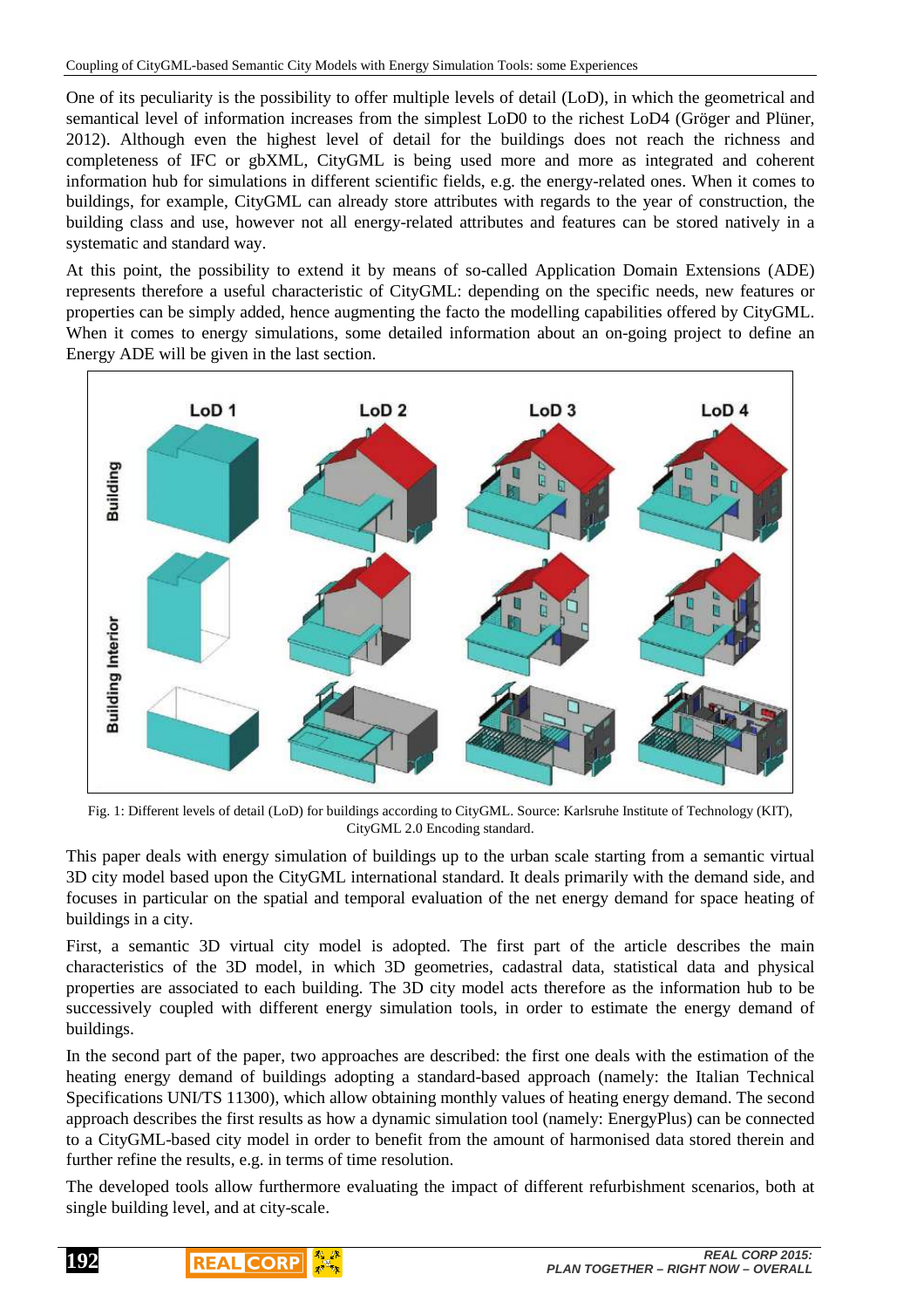One of its peculiarity is the possibility to offer multiple levels of detail (LoD), in which the geometrical and semantical level of information increases from the simplest LoD0 to the richest LoD4 (Gröger and Plüner, 2012). Although even the highest level of detail for the buildings does not reach the richness and completeness of IFC or gbXML, CityGML is being used more and more as integrated and coherent information hub for simulations in different scientific fields, e.g. the energy-related ones. When it comes to buildings, for example, CityGML can already store attributes with regards to the year of construction, the building class and use, however not all energy-related attributes and features can be stored natively in a systematic and standard way.

At this point, the possibility to extend it by means of so-called Application Domain Extensions (ADE) represents therefore a useful characteristic of CityGML: depending on the specific needs, new features or properties can be simply added, hence augmenting the facto the modelling capabilities offered by CityGML. When it comes to energy simulations, some detailed information about an on-going project to define an Energy ADE will be given in the last section.

Fig. 1: Different levels of detail (LoD) for buildings according to CityGML. Source: Karlsruhe Institute of Technology (KIT), CityGML 2.0 Encoding standard.

This paper deals with energy simulation of buildings up to the urban scale starting from a semantic virtual 3D city model based upon the CityGML international standard. It deals primarily with the demand side, and focuses in particular on the spatial and temporal evaluation of the net energy demand for space heating of buildings in a city.

First, a semantic 3D virtual city model is adopted. The first part of the article describes the main characteristics of the 3D model, in which 3D geometries, cadastral data, statistical data and physical properties are associated to each building. The 3D city model acts therefore as the information hub to be successively coupled with different energy simulation tools, in order to estimate the energy demand of buildings.

In the second part of the paper, two approaches are described: the first one deals with the estimation of the heating energy demand of buildings adopting a standard-based approach (namely: the Italian Technical Specifications UNI/TS 11300), which allow obtaining monthly values of heating energy demand. The second approach describes the first results as how a dynamic simulation tool (namely: EnergyPlus) can be connected to a CityGML-based city model in order to benefit from the amount of harmonised data stored therein and further refine the results, e.g. in terms of time resolution.

The developed tools allow furthermore evaluating the impact of different refurbishment scenarios, both at single building level, and at city-scale.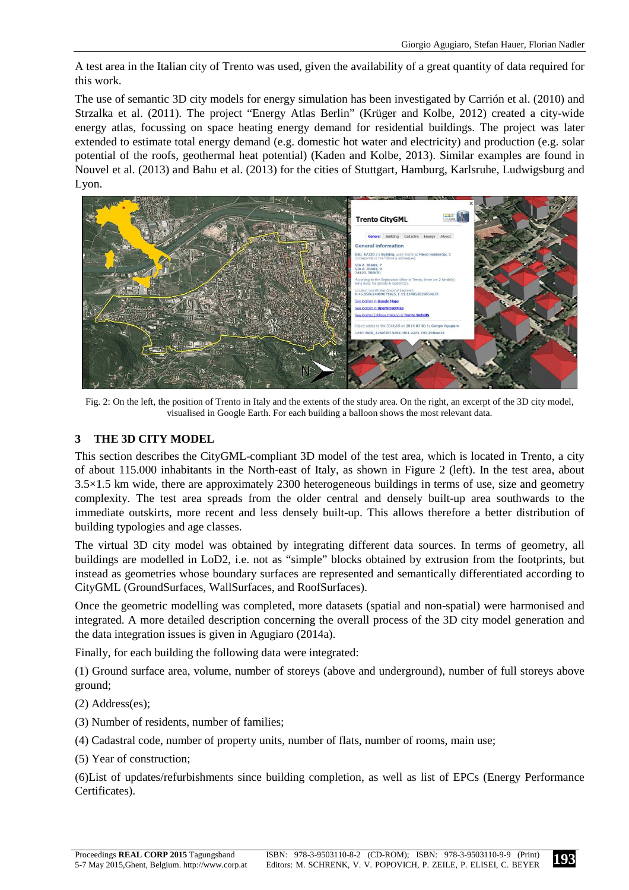A test area in the Italian city of Trento was used, given the availability of a great quantity of data required for this work.

The use of semantic 3D city models for energy simulation has been investigated by Carrión et al. (2010) and Strzalka et al. (2011). The project "Energy Atlas Berlin" (Krüger and Kolbe, 2012) created a city-wide energy atlas, focussing on space heating energy demand for residential buildings. The project was later extended to estimate total energy demand (e.g. domestic hot water and electricity) and production (e.g. solar potential of the roofs, geothermal heat potential) (Kaden and Kolbe, 2013). Similar examples are found in Nouvel et al. (2013) and Bahu et al. (2013) for the cities of Stuttgart, Hamburg, Karlsruhe, Ludwigsburg and Lyon.

Fig. 2: On the left, the position of Trento in Italy and the extents of the study area. On the right, an excerpt of the 3D city model, visualised in Google Earth. For each building a balloon shows the most relevant data.

## 3 THE 3D CITY MODEL

This section describes the CityGML-compliant 3D model of the test area, which is located in Trento, a city of about 115.000 inhabitants in the North-east of Italy, as shown in Figure 2 (left). In the test area, about 3.5×1.5 km wide, there are approximately 2300 heterogeneous buildings in terms of use, size and geometry complexity. The test area spreads from the older central and densely built-up area southwards to the immediate outskirts, more recent and less densely built-up. This allows therefore a better distribution of building typologies and age classes.

The virtual 3D city model was obtained by integrating different data sources. In terms of geometry, all buildings are modelled in LoD2, i.e. not as "simple" blocks obtained by extrusion from the footprints, but instead as geometries whose boundary surfaces are represented and semantically differentiated according to CityGML (GroundSurfaces, WallSurfaces, and RoofSurfaces).

Once the geometric modelling was completed, more datasets (spatial and non-spatial) were harmonised and integrated. A more detailed description concerning the overall process of the 3D city model generation and the data integration issues is given in Agugiaro (2014a).

Finally, for each building the following data were integrated:

(1) Ground surface area, volume, number of storeys (above and underground), number of full storeys above ground;

(2) Address(es);

(3) Number of residents, number of families;

(4) Cadastral code, number of property units, number of flats, number of rooms, main use;

(5) Year of construction;

(6)List of updates/refurbishments since building completion, as well as list of EPCs (Energy Performance Certificates).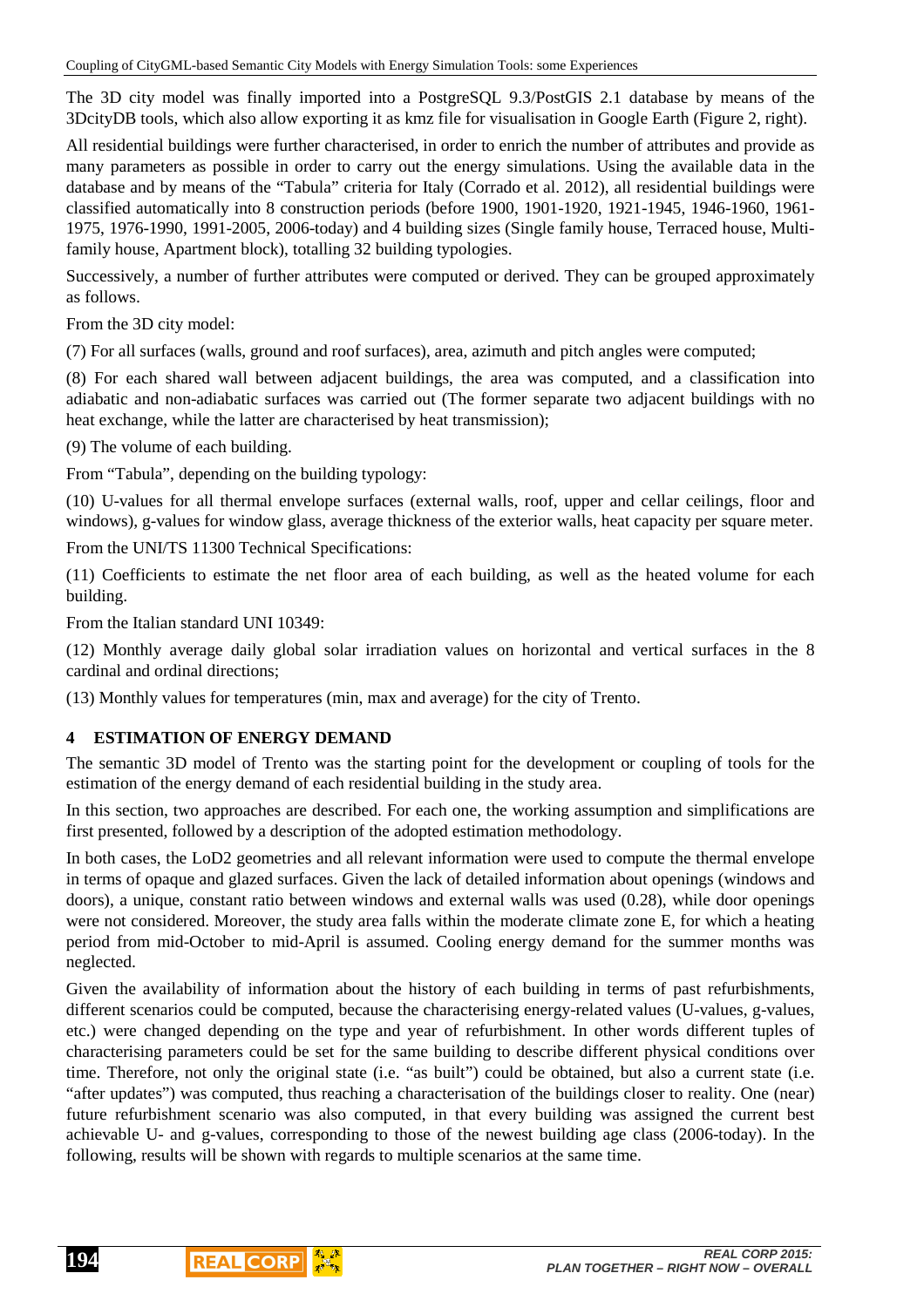The 3D city model was finally imported into a PostgreSQL 9.3/PostGIS 2.1 database by means of the 3DcityDB tools, which also allow exporting it as kmz file for visualisation in Google Earth (Figure 2, right).

All residential buildings were further characterised, in order to enrich the number of attributes and provide as many parameters as possible in order to carry out the energy simulations. Using the available data in the database and by means of the "Tabula" criteria for Italy (Corrado et al. 2012), all residential buildings were classified automatically into 8 construction periods (before 1900, 1901-1920, 1921-1945, 1946-1960, 1961-1975, 1976-1990, 1991-2005, 2006-today) and 4 building sizes (Single family house, Terraced house, Multi-family house, Apartment block), totalling 32 building typologies.

Successively, a number of further attributes were computed or derived. They can be grouped approximately as follows.

From the 3D city model:

(7) For all surfaces (walls, ground and roof surfaces), area, azimuth and pitch angles were computed;

(8) For each shared wall between adjacent buildings, the area was computed, and a classification into adiabatic and non-adiabatic surfaces was carried out (The former separate two adjacent buildings with no heat exchange, while the latter are characterised by heat transmission);

(9) The volume of each building.

From "Tabula", depending on the building typology:

(10) U-values for all thermal envelope surfaces (external walls, roof, upper and cellar ceilings, floor and windows), g-values for window glass, average thickness of the exterior walls, heat capacity per square meter.

From the UNI/TS 11300 Technical Specifications:

(11) Coefficients to estimate the net floor area of each building, as well as the heated volume for each building.

From the Italian standard UNI 10349:

(12) Monthly average daily global solar irradiation values on horizontal and vertical surfaces in the 8 cardinal and ordinal directions;

(13) Monthly values for temperatures (min, max and average) for the city of Trento.

## 4 ESTIMATION OF ENERGY DEMAND

The semantic 3D model of Trento was the starting point for the development or coupling of tools for the estimation of the energy demand of each residential building in the study area.

In this section, two approaches are described. For each one, the working assumption and simplifications are first presented, followed by a description of the adopted estimation methodology.

In both cases, the LoD2 geometries and all relevant information were used to compute the thermal envelope in terms of opaque and glazed surfaces. Given the lack of detailed information about openings (windows and doors), a unique, constant ratio between windows and external walls was used (0.28), while door openings were not considered. Moreover, the study area falls within the moderate climate zone E, for which a heating period from mid-October to mid-April is assumed. Cooling energy demand for the summer months was neglected.

Given the availability of information about the history of each building in terms of past refurbishments, different scenarios could be computed, because the characterising energy-related values (U-values, g-values, etc.) were changed depending on the type and year of refurbishment. In other words different tuples of characterising parameters could be set for the same building to describe different physical conditions over time. Therefore, not only the original state (i.e. "as built") could be obtained, but also a current state (i.e. "after updates") was computed, thus reaching a characterisation of the buildings closer to reality. One (near) future refurbishment scenario was also computed, in that every building was assigned the current best achievable U- and g-values, corresponding to those of the newest building age class (2006-today). In the following, results will be shown with regards to multiple scenarios at the same time.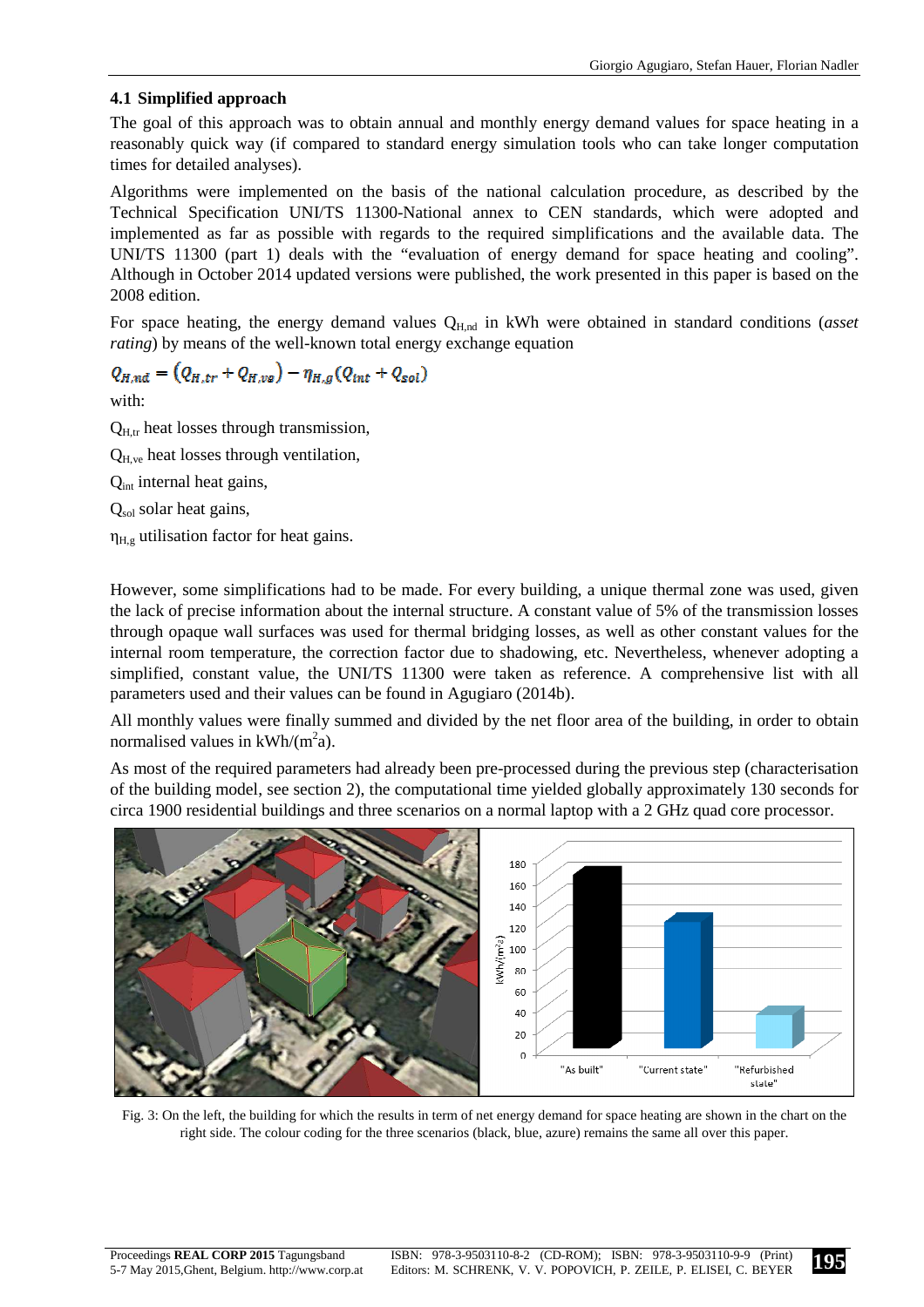### 4.1 Simplified approach

The goal of this approach was to obtain annual and monthly energy demand values for space heating in a reasonably quick way (if compared to standard energy simulation tools who can take longer computation times for detailed analyses).

Algorithms were implemented on the basis of the national calculation procedure, as described by the Technical Specification UNI/TS 11300-National annex to CEN standards, which were adopted and implemented as far as possible with regards to the required simplifications and the available data. The UNI/TS 11300 (part 1) deals with the "evaluation of energy demand for space heating and cooling". Although in October 2014 updated versions were published, the work presented in this paper is based on the 2008 edition.

For space heating, the energy demand values $Q_{H,nd}$ in kWh were obtained in standard conditions (*asset rating*) by means of the well-known total energy exchange equation

$$Q_{H,nd} = (Q_{H,tr} + Q_{H,ve}) - \eta_{H,g}(Q_{int} + Q_{sol})$$

with:

$Q_{H,tr}$ heat losses through transmission,

$Q_{H,ve}$ heat losses through ventilation,

$Q_{int}$ internal heat gains,

$Q_{sol}$ solar heat gains,

$\eta_{H,g}$ utilisation factor for heat gains.

However, some simplifications had to be made. For every building, a unique thermal zone was used, given the lack of precise information about the internal structure. A constant value of 5% of the transmission losses through opaque wall surfaces was used for thermal bridging losses, as well as other constant values for the internal room temperature, the correction factor due to shadowing, etc. Nevertheless, whenever adopting a simplified, constant value, the UNI/TS 11300 were taken as reference. A comprehensive list with all parameters used and their values can be found in Agugiaro (2014b).

All monthly values were finally summed and divided by the net floor area of the building, in order to obtain normalised values in kWh/(m$^2$a).

As most of the required parameters had already been pre-processed during the previous step (characterisation of the building model, see section 2), the computational time yielded globally approximately 130 seconds for circa 1900 residential buildings and three scenarios on a normal laptop with a 2 GHz quad core processor.

kWh/(m²a)
180
160
140
120
100
80
60
40
20
0
"As built"
"Current state"
"Refurbished state"

Fig. 3: On the left, the building for which the results in term of net energy demand for space heating are shown in the chart on the right side. The colour coding for the three scenarios (black, blue, azure) remains the same all over this paper.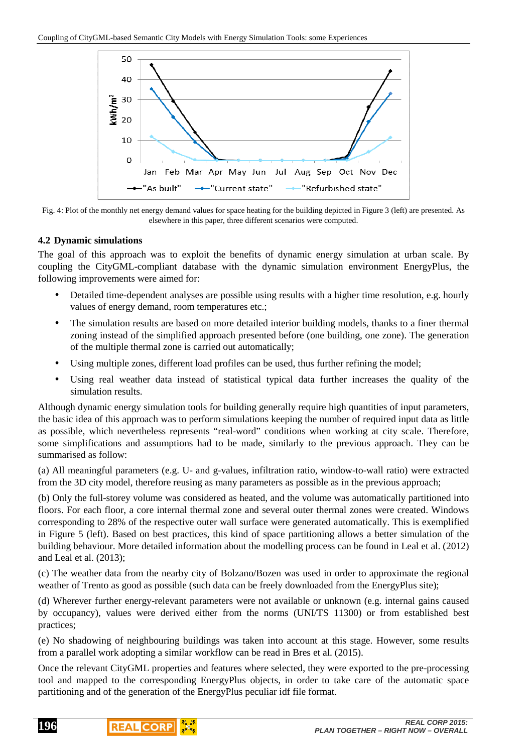50
40
30
20
10
0
kWh/m²
Jan Feb Mar Apr May Jun Jul Aug Sep Oct Nov Dec
"As built" "Current state" "Refurbished state"

Fig. 4: Plot of the monthly net energy demand values for space heating for the building depicted in Figure 3 (left) are presented. As elsewhere in this paper, three different scenarios were computed.

### 4.2 Dynamic simulations

The goal of this approach was to exploit the benefits of dynamic energy simulation at urban scale. By coupling the CityGML-compliant database with the dynamic simulation environment EnergyPlus, the following improvements were aimed for:

- Detailed time-dependent analyses are possible using results with a higher time resolution, e.g. hourly values of energy demand, room temperatures etc.;
- The simulation results are based on more detailed interior building models, thanks to a finer thermal zoning instead of the simplified approach presented before (one building, one zone). The generation of the multiple thermal zone is carried out automatically;
- Using multiple zones, different load profiles can be used, thus further refining the model;
- Using real weather data instead of statistical typical data further increases the quality of the simulation results.

Although dynamic energy simulation tools for building generally require high quantities of input parameters, the basic idea of this approach was to perform simulations keeping the number of required input data as little as possible, which nevertheless represents "real-word" conditions when working at city scale. Therefore, some simplifications and assumptions had to be made, similarly to the previous approach. They can be summarised as follow:

(a) All meaningful parameters (e.g. U- and g-values, infiltration ratio, window-to-wall ratio) were extracted from the 3D city model, therefore reusing as many parameters as possible as in the previous approach;

(b) Only the full-storey volume was considered as heated, and the volume was automatically partitioned into floors. For each floor, a core internal thermal zone and several outer thermal zones were created. Windows corresponding to 28% of the respective outer wall surface were generated automatically. This is exemplified in Figure 5 (left). Based on best practices, this kind of space partitioning allows a better simulation of the building behaviour. More detailed information about the modelling process can be found in Leal et al. (2012) and Leal et al. (2013);

(c) The weather data from the nearby city of Bolzano/Bozen was used in order to approximate the regional weather of Trento as good as possible (such data can be freely downloaded from the EnergyPlus site);

(d) Wherever further energy-relevant parameters were not available or unknown (e.g. internal gains caused by occupancy), values were derived either from the norms (UNI/TS 11300) or from established best practices;

(e) No shadowing of neighbouring buildings was taken into account at this stage. However, some results from a parallel work adopting a similar workflow can be read in Bres et al. (2015).

Once the relevant CityGML properties and features where selected, they were exported to the pre-processing tool and mapped to the corresponding EnergyPlus objects, in order to take care of the automatic space partitioning and of the generation of the EnergyPlus peculiar idf file format.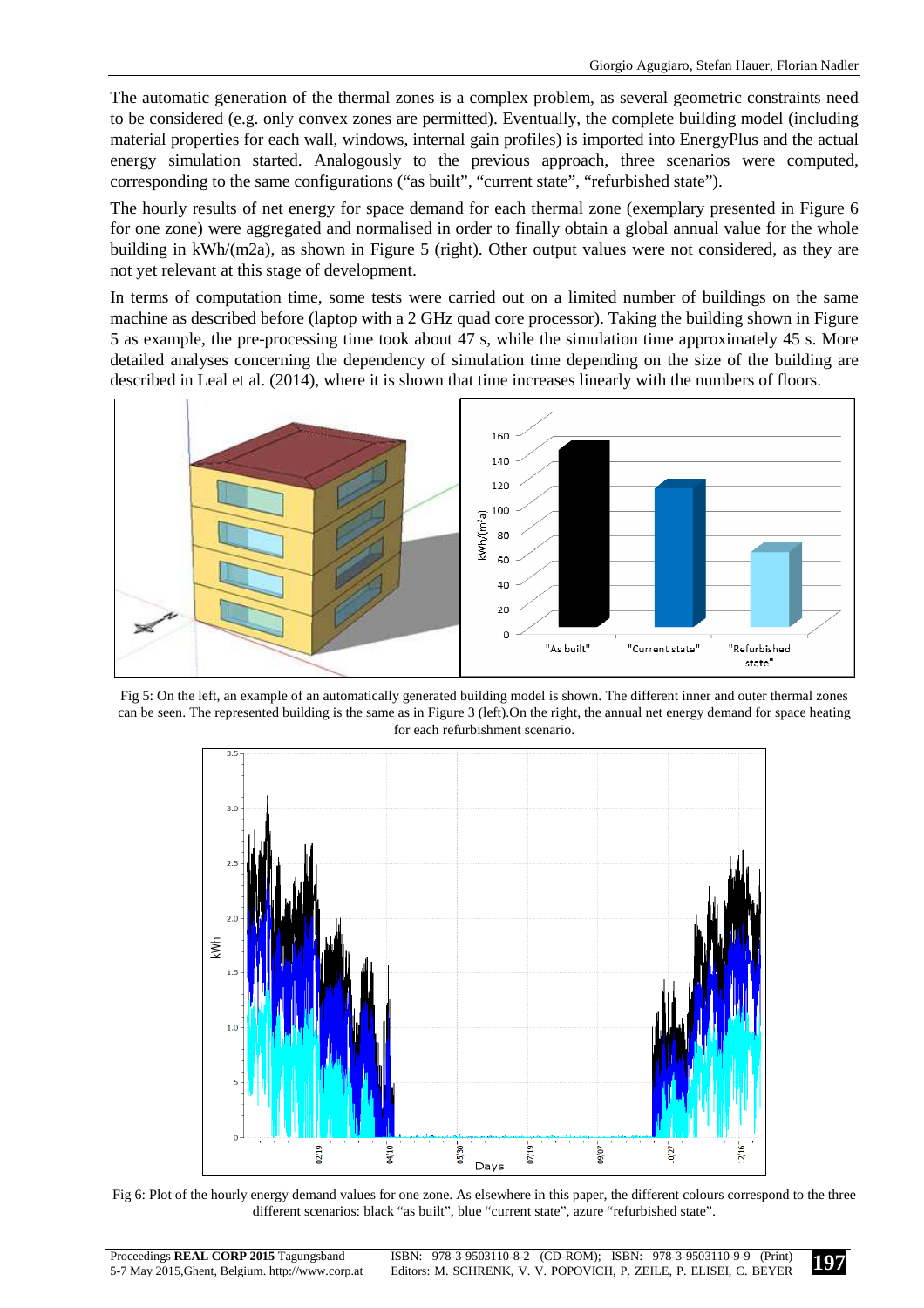The automatic generation of the thermal zones is a complex problem, as several geometric constraints need to be considered (e.g. only convex zones are permitted). Eventually, the complete building model (including material properties for each wall, windows, internal gain profiles) is imported into EnergyPlus and the actual energy simulation started. Analogously to the previous approach, three scenarios were computed, corresponding to the same configurations ("as built", "current state", "refurbished state").

The hourly results of net energy for space demand for each thermal zone (exemplary presented in Figure 6 for one zone) were aggregated and normalised in order to finally obtain a global annual value for the whole building in kWh/(m2a), as shown in Figure 5 (right). Other output values were not considered, as they are not yet relevant at this stage of development.

In terms of computation time, some tests were carried out on a limited number of buildings on the same machine as described before (laptop with a 2 GHz quad core processor). Taking the building shown in Figure 5 as example, the pre-processing time took about 47 s, while the simulation time approximately 45 s. More detailed analyses concerning the dependency of simulation time depending on the size of the building are described in Leal et al. (2014), where it is shown that time increases linearly with the numbers of floors.

kWh/(m²a)
160
140
120
100
80
60
40
20
0
"As built"
"Current state"
"Refurbished state"

Fig 5: On the left, an example of an automatically generated building model is shown. The different inner and outer thermal zones can be seen. The represented building is the same as in Figure 3 (left).On the right, the annual net energy demand for space heating for each refurbishment scenario.

kWh
3.5
3.0
2.5
2.0
1.5
1.0
5
0
02/19
04/10
05/30
07/19
09/07
10/27
12/16
Days

Fig 6: Plot of the hourly energy demand values for one zone. As elsewhere in this paper, the different colours correspond to the three different scenarios: black "as built", blue "current state", azure "refurbished state".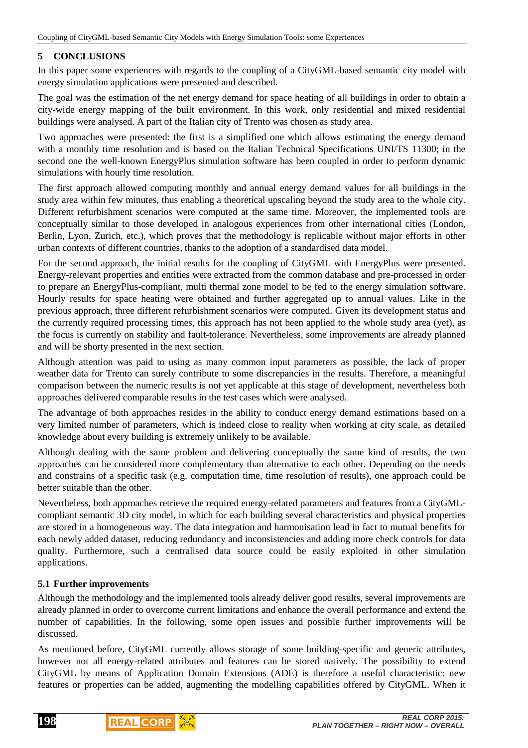## 5 CONCLUSIONS

In this paper some experiences with regards to the coupling of a CityGML-based semantic city model with energy simulation applications were presented and described.

The goal was the estimation of the net energy demand for space heating of all buildings in order to obtain a city-wide energy mapping of the built environment. In this work, only residential and mixed residential buildings were analysed. A part of the Italian city of Trento was chosen as study area.

Two approaches were presented: the first is a simplified one which allows estimating the energy demand with a monthly time resolution and is based on the Italian Technical Specifications UNI/TS 11300; in the second one the well-known EnergyPlus simulation software has been coupled in order to perform dynamic simulations with hourly time resolution.

The first approach allowed computing monthly and annual energy demand values for all buildings in the study area within few minutes, thus enabling a theoretical upscaling beyond the study area to the whole city. Different refurbishment scenarios were computed at the same time. Moreover, the implemented tools are conceptually similar to those developed in analogous experiences from other international cities (London, Berlin, Lyon, Zurich, etc.), which proves that the methodology is replicable without major efforts in other urban contexts of different countries, thanks to the adoption of a standardised data model.

For the second approach, the initial results for the coupling of CityGML with EnergyPlus were presented. Energy-relevant properties and entities were extracted from the common database and pre-processed in order to prepare an EnergyPlus-compliant, multi thermal zone model to be fed to the energy simulation software. Hourly results for space heating were obtained and further aggregated up to annual values. Like in the previous approach, three different refurbishment scenarios were computed. Given its development status and the currently required processing times, this approach has not been applied to the whole study area (yet), as the focus is currently on stability and fault-tolerance. Nevertheless, some improvements are already planned and will be shorty presented in the next section.

Although attention was paid to using as many common input parameters as possible, the lack of proper weather data for Trento can surely contribute to some discrepancies in the results. Therefore, a meaningful comparison between the numeric results is not yet applicable at this stage of development, nevertheless both approaches delivered comparable results in the test cases which were analysed.

The advantage of both approaches resides in the ability to conduct energy demand estimations based on a very limited number of parameters, which is indeed close to reality when working at city scale, as detailed knowledge about every building is extremely unlikely to be available.

Although dealing with the same problem and delivering conceptually the same kind of results, the two approaches can be considered more complementary than alternative to each other. Depending on the needs and constrains of a specific task (e.g. computation time, time resolution of results), one approach could be better suitable than the other.

Nevertheless, both approaches retrieve the required energy-related parameters and features from a CityGML-compliant semantic 3D city model, in which for each building several characteristics and physical properties are stored in a homogeneous way. The data integration and harmonisation lead in fact to mutual benefits for each newly added dataset, reducing redundancy and inconsistencies and adding more check controls for data quality. Furthermore, such a centralised data source could be easily exploited in other simulation applications.

### 5.1 Further improvements

Although the methodology and the implemented tools already deliver good results, several improvements are already planned in order to overcome current limitations and enhance the overall performance and extend the number of capabilities. In the following, some open issues and possible further improvements will be discussed.

As mentioned before, CityGML currently allows storage of some building-specific and generic attributes, however not all energy-related attributes and features can be stored natively. The possibility to extend CityGML by means of Application Domain Extensions (ADE) is therefore a useful characteristic: new features or properties can be added, augmenting the modelling capabilities offered by CityGML. When it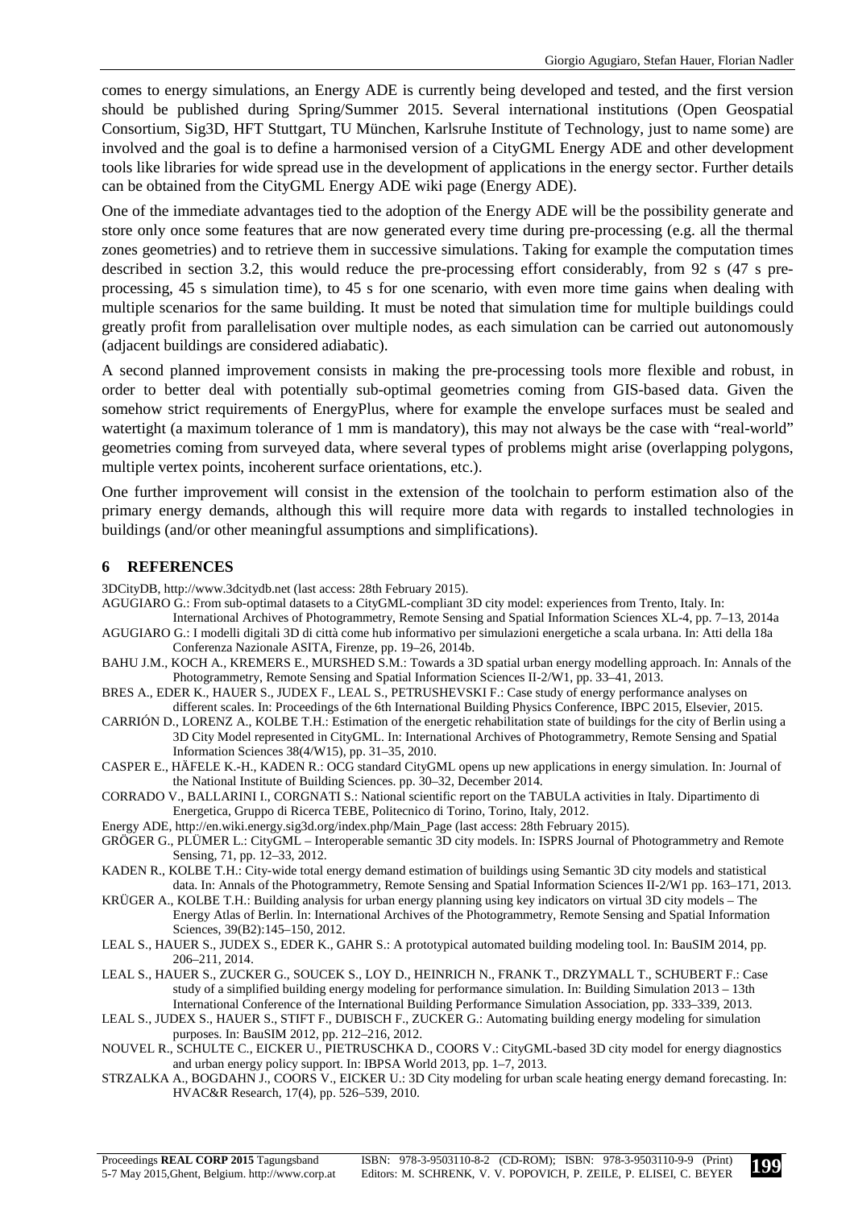comes to energy simulations, an Energy ADE is currently being developed and tested, and the first version should be published during Spring/Summer 2015. Several international institutions (Open Geospatial Consortium, Sig3D, HFT Stuttgart, TU München, Karlsruhe Institute of Technology, just to name some) are involved and the goal is to define a harmonised version of a CityGML Energy ADE and other development tools like libraries for wide spread use in the development of applications in the energy sector. Further details can be obtained from the CityGML Energy ADE wiki page (Energy ADE).

One of the immediate advantages tied to the adoption of the Energy ADE will be the possibility generate and store only once some features that are now generated every time during pre-processing (e.g. all the thermal zones geometries) and to retrieve them in successive simulations. Taking for example the computation times described in section 3.2, this would reduce the pre-processing effort considerably, from 92 s (47 s pre-processing, 45 s simulation time), to 45 s for one scenario, with even more time gains when dealing with multiple scenarios for the same building. It must be noted that simulation time for multiple buildings could greatly profit from parallelisation over multiple nodes, as each simulation can be carried out autonomously (adjacent buildings are considered adiabatic).

A second planned improvement consists in making the pre-processing tools more flexible and robust, in order to better deal with potentially sub-optimal geometries coming from GIS-based data. Given the somehow strict requirements of EnergyPlus, where for example the envelope surfaces must be sealed and watertight (a maximum tolerance of 1 mm is mandatory), this may not always be the case with "real-world" geometries coming from surveyed data, where several types of problems might arise (overlapping polygons, multiple vertex points, incoherent surface orientations, etc.).

One further improvement will consist in the extension of the toolchain to perform estimation also of the primary energy demands, although this will require more data with regards to installed technologies in buildings (and/or other meaningful assumptions and simplifications).

## 6 REFERENCES

3DCityDB, http://www.3dcitydb.net (last access: 28th February 2015).

AGUGIARO G.: From sub-optimal datasets to a CityGML-compliant 3D city model: experiences from Trento, Italy. In: International Archives of Photogrammetry, Remote Sensing and Spatial Information Sciences XL-4, pp. 7–13, 2014a

AGUGIARO G.: I modelli digitali 3D di città come hub informativo per simulazioni energetiche a scala urbana. In: Atti della 18a Conferenza Nazionale ASITA, Firenze, pp. 19–26, 2014b.

BAHU J.M., KOCH A., KREMERS E., MURSHED S.M.: Towards a 3D spatial urban energy modelling approach. In: Annals of the Photogrammetry, Remote Sensing and Spatial Information Sciences II-2/W1, pp. 33–41, 2013.

BRES A., EDER K., HAUER S., JUDEX F., LEAL S., PETRUSHEVSKI F.: Case study of energy performance analyses on different scales. In: Proceedings of the 6th International Building Physics Conference, IBPC 2015, Elsevier, 2015.

CARRIÓN D., LORENZ A., KOLBE T.H.: Estimation of the energetic rehabilitation state of buildings for the city of Berlin using a 3D City Model represented in CityGML. In: International Archives of Photogrammetry, Remote Sensing and Spatial Information Sciences 38(4/W15), pp. 31–35, 2010.

CASPER E., HÄFELE K.-H., KADEN R.: OCG standard CityGML opens up new applications in energy simulation. In: Journal of the National Institute of Building Sciences. pp. 30–32, December 2014.

CORRADO V., BALLARINI I., CORGNATI S.: National scientific report on the TABULA activities in Italy. Dipartimento di Energetica, Gruppo di Ricerca TEBE, Politecnico di Torino, Torino, Italy, 2012.

Energy ADE, http://en.wiki.energy.sig3d.org/index.php/Main_Page (last access: 28th February 2015).

GRÖGER G., PLÜMER L.: CityGML – Interoperable semantic 3D city models. In: ISPRS Journal of Photogrammetry and Remote Sensing, 71, pp. 12–33, 2012.

KADEN R., KOLBE T.H.: City-wide total energy demand estimation of buildings using Semantic 3D city models and statistical data. In: Annals of the Photogrammetry, Remote Sensing and Spatial Information Sciences II-2/W1 pp. 163–171, 2013.

KRÜGER A., KOLBE T.H.: Building analysis for urban energy planning using key indicators on virtual 3D city models – The Energy Atlas of Berlin. In: International Archives of the Photogrammetry, Remote Sensing and Spatial Information Sciences, 39(B2):145–150, 2012.

LEAL S., HAUER S., JUDEX S., EDER K., GAHR S.: A prototypical automated building modeling tool. In: BauSIM 2014, pp. 206–211, 2014.

LEAL S., HAUER S., ZUCKER G., SOUCEK S., LOY D., HEINRICH N., FRANK T., DRZYMALL T., SCHUBERT F.: Case study of a simplified building energy modeling for performance simulation. In: Building Simulation 2013 – 13th International Conference of the International Building Performance Simulation Association, pp. 333–339, 2013.

LEAL S., JUDEX S., HAUER S., STIFT F., DUBISCH F., ZUCKER G.: Automating building energy modeling for simulation purposes. In: BauSIM 2012, pp. 212–216, 2012.

NOUVEL R., SCHULTE C., EICKER U., PIETRUSCHKA D., COORS V.: CityGML-based 3D city model for energy diagnostics and urban energy policy support. In: IBPSA World 2013, pp. 1–7, 2013.

STRZALKA A., BOGDAHN J., COORS V., EICKER U.: 3D City modeling for urban scale heating energy demand forecasting. In: HVAC&R Research, 17(4), pp. 526–539, 2010.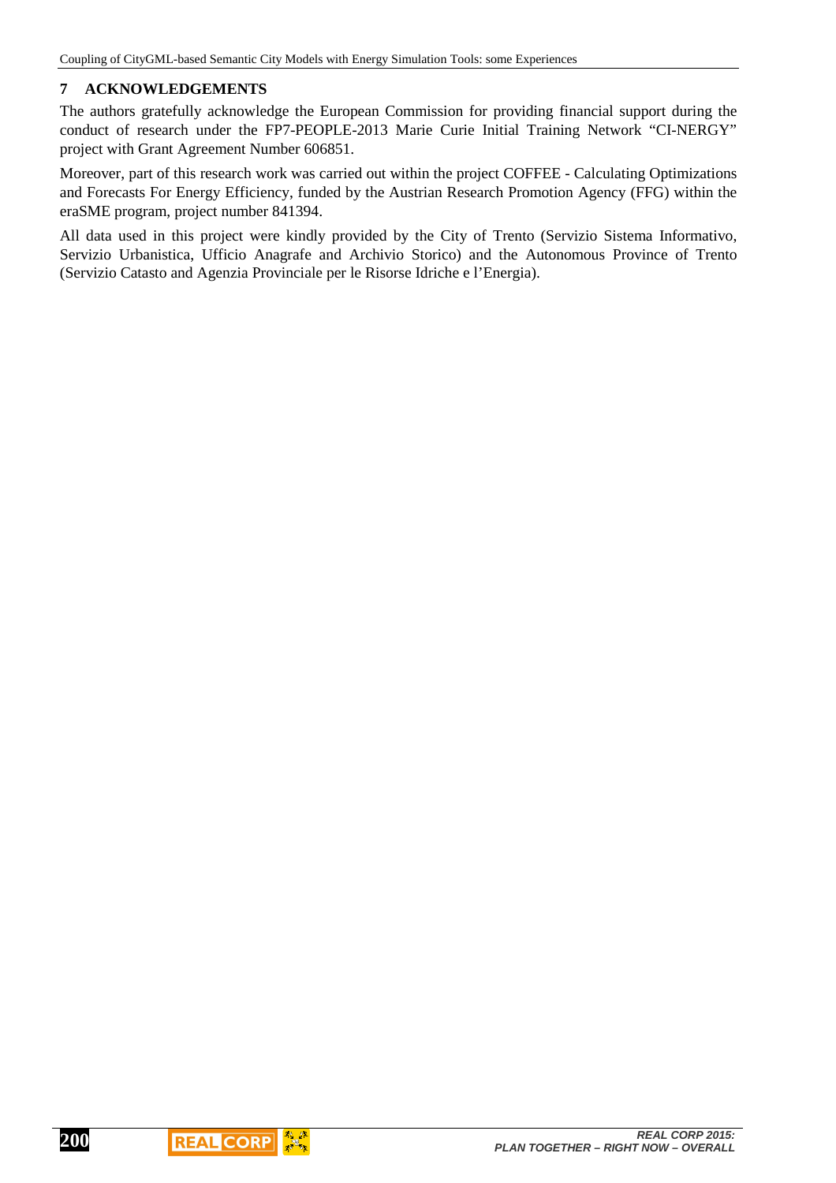## 7 ACKNOWLEDGEMENTS

The authors gratefully acknowledge the European Commission for providing financial support during the conduct of research under the FP7-PEOPLE-2013 Marie Curie Initial Training Network "CI-NERGY" project with Grant Agreement Number 606851.

Moreover, part of this research work was carried out within the project COFFEE - Calculating Optimizations and Forecasts For Energy Efficiency, funded by the Austrian Research Promotion Agency (FFG) within the eraSME program, project number 841394.

All data used in this project were kindly provided by the City of Trento (Servizio Sistema Informativo, Servizio Urbanistica, Ufficio Anagrafe and Archivio Storico) and the Autonomous Province of Trento (Servizio Catasto and Agenzia Provinciale per le Risorse Idriche e l'Energia).